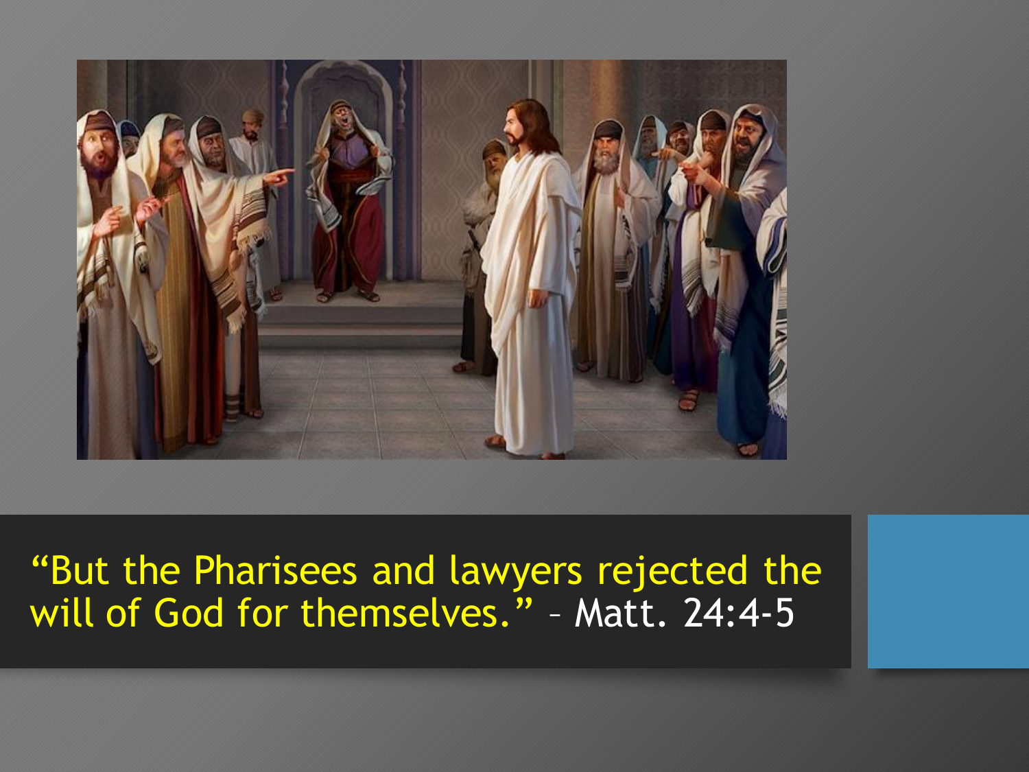"But the Pharisees and lawyers rejected the will of God for themselves." – Matt. 24:4-5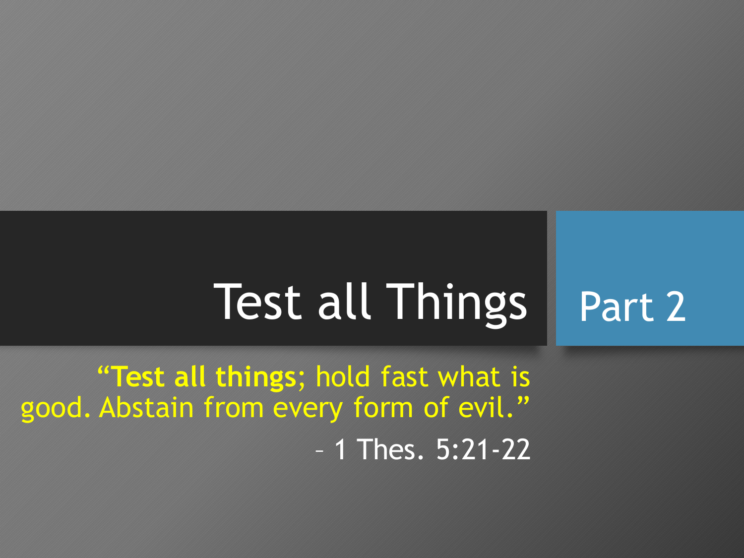# Test all Things

## Part 2

"**Test all things**; hold fast what is good. Abstain from every form of evil."

– 1 Thes. 5:21-22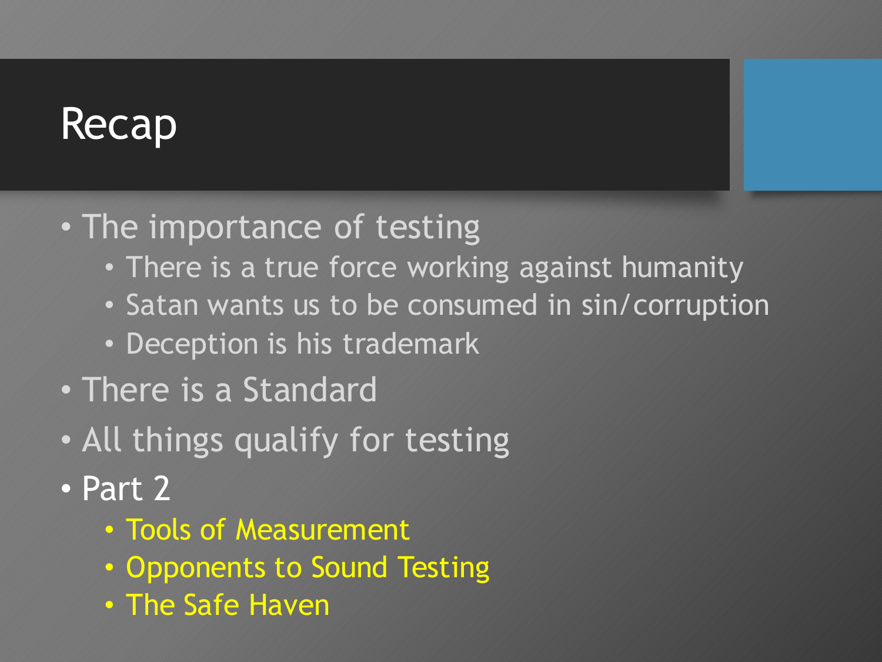# Recap

- The importance of testing
  - There is a true force working against humanity
  - Satan wants us to be consumed in sin/corruption
  - Deception is his trademark
- There is a Standard
- All things qualify for testing
- Part 2
  - Tools of Measurement
  - Opponents to Sound Testing
  - The Safe Haven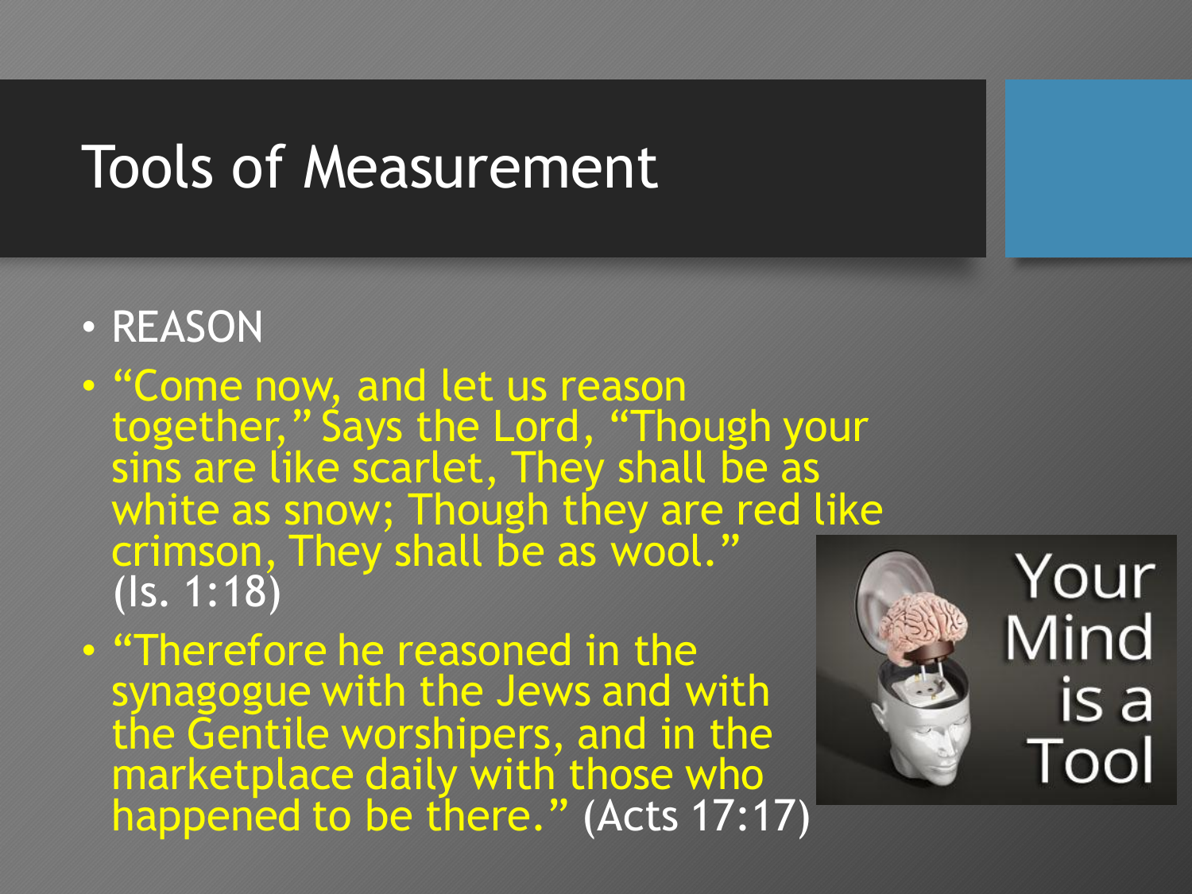# Tools of Measurement

- REASON
- "Come now, and let us reason together," Says the Lord, "Though your sins are like scarlet, They shall be as white as snow; Though they are red like crimson, They shall be as wool." (Is. 1:18)
- "Therefore he reasoned in the synagogue with the Jews and with the Gentile worshipers, and in the marketplace daily with those who happened to be there." (Acts 17:17)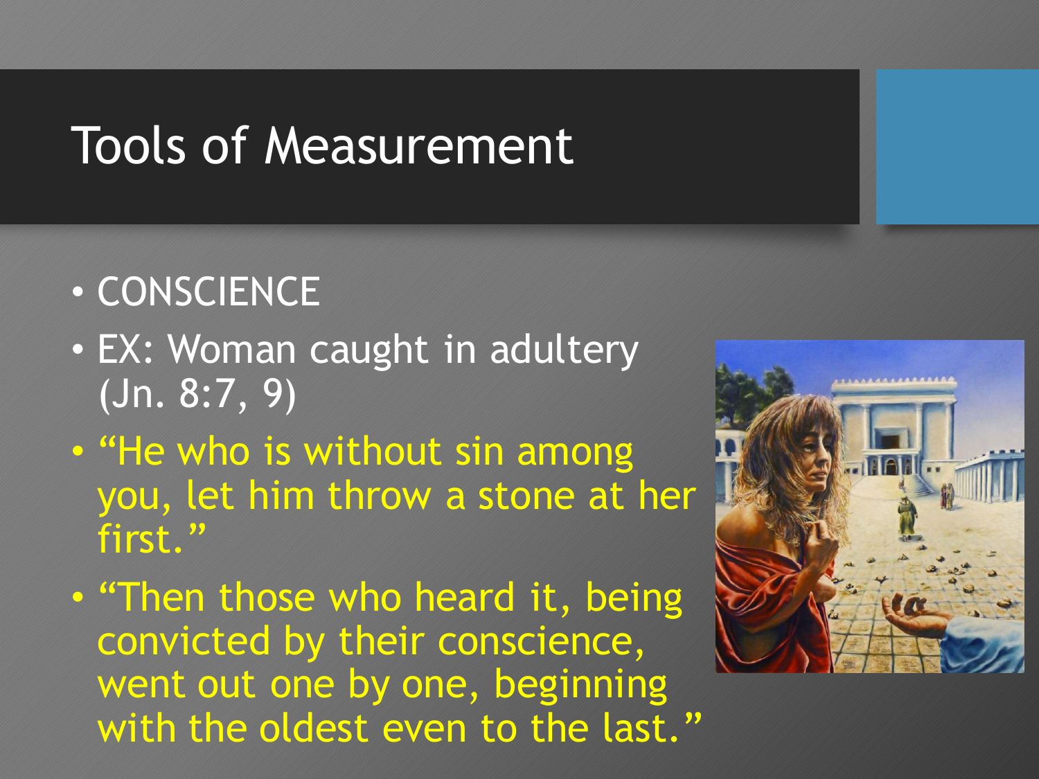# Tools of Measurement

- CONSCIENCE
- EX: Woman caught in adultery (Jn. 8:7, 9)
- "He who is without sin among you, let him throw a stone at her first."
- "Then those who heard it, being convicted by their conscience, went out one by one, beginning with the oldest even to the last."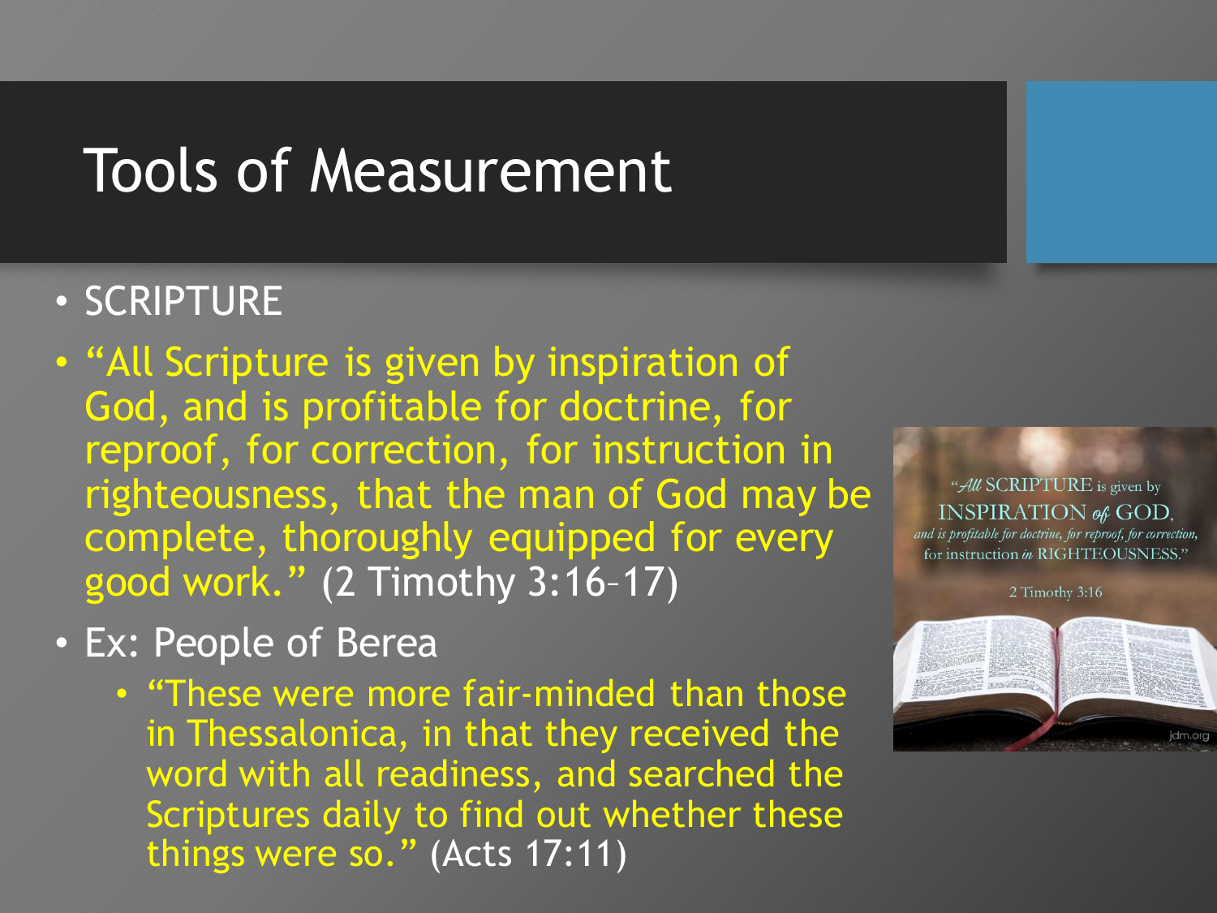# Tools of Measurement

- SCRIPTURE
- "All Scripture is given by inspiration of God, and is profitable for doctrine, for reproof, for correction, for instruction in righteousness, that the man of God may be complete, thoroughly equipped for every good work." (2 Timothy 3:16–17)
- Ex: People of Berea
  - "These were more fair-minded than those in Thessalonica, in that they received the word with all readiness, and searched the Scriptures daily to find out whether these things were so." (Acts 17:11)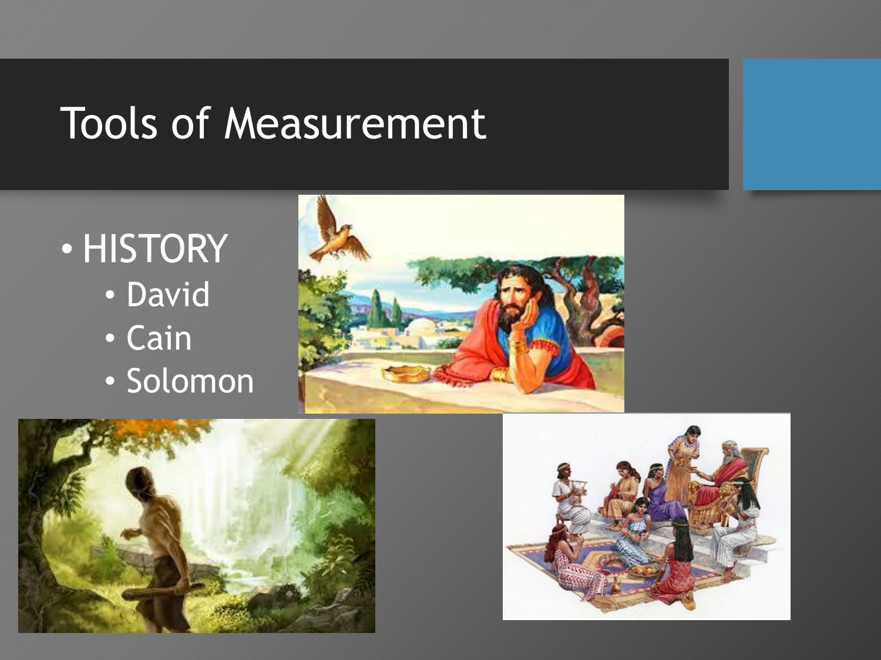# Tools of Measurement

- HISTORY
  - David
  - Cain
  - Solomon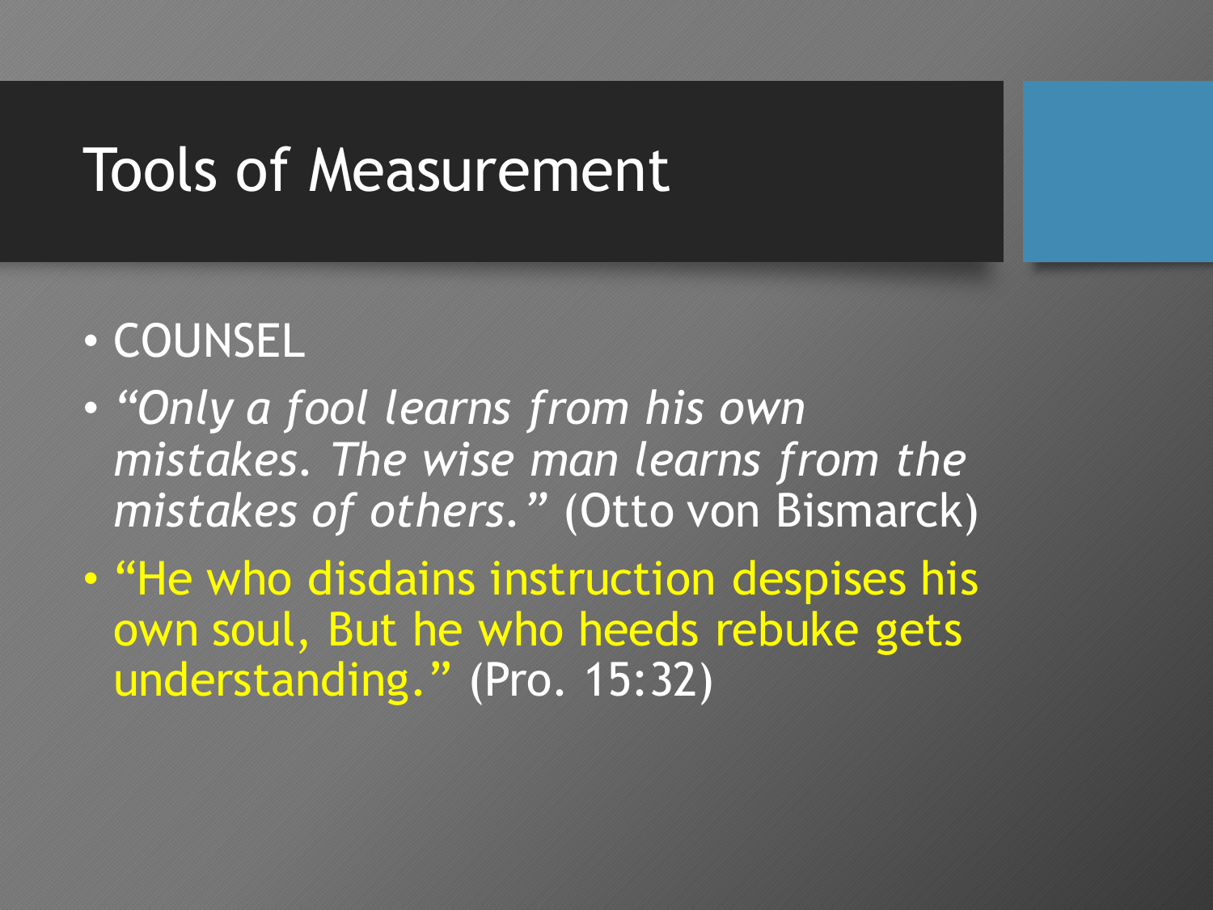# Tools of Measurement

- COUNSEL
- *"Only a fool learns from his own mistakes. The wise man learns from the mistakes of others."* (Otto von Bismarck)
- "He who disdains instruction despises his own soul, But he who heeds rebuke gets understanding." (Pro. 15:32)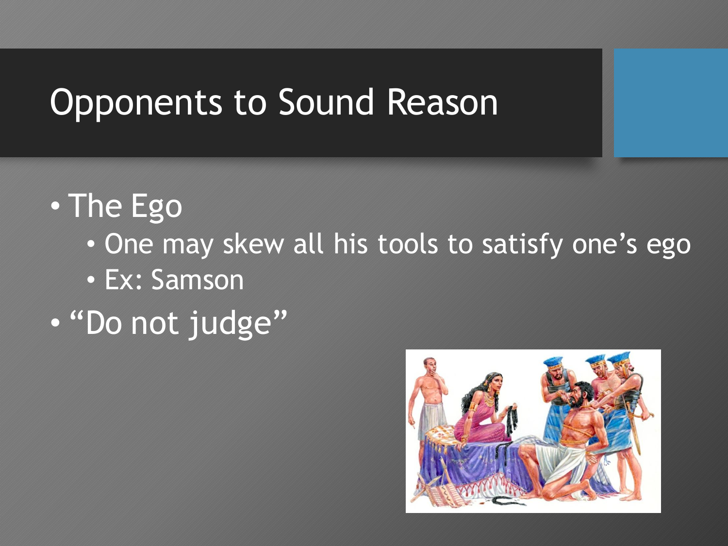# Opponents to Sound Reason

- The Ego
  - One may skew all his tools to satisfy one's ego
  - Ex: Samson
- "Do not judge"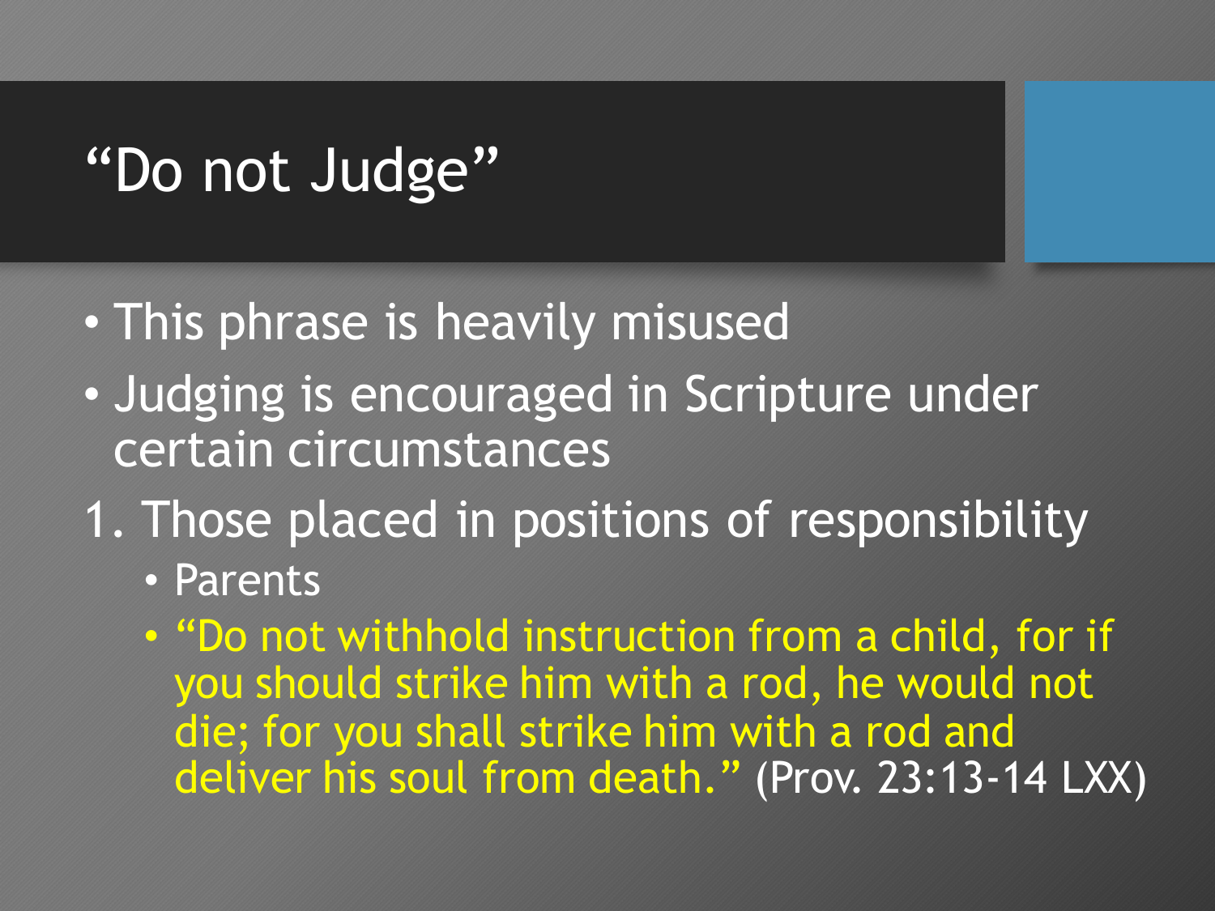# "Do not Judge"

- This phrase is heavily misused
- Judging is encouraged in Scripture under certain circumstances

1. Those placed in positions of responsibility
    - Parents
    - "Do not withhold instruction from a child, for if you should strike him with a rod, he would not die; for you shall strike him with a rod and deliver his soul from death." (Prov. 23:13-14 LXX)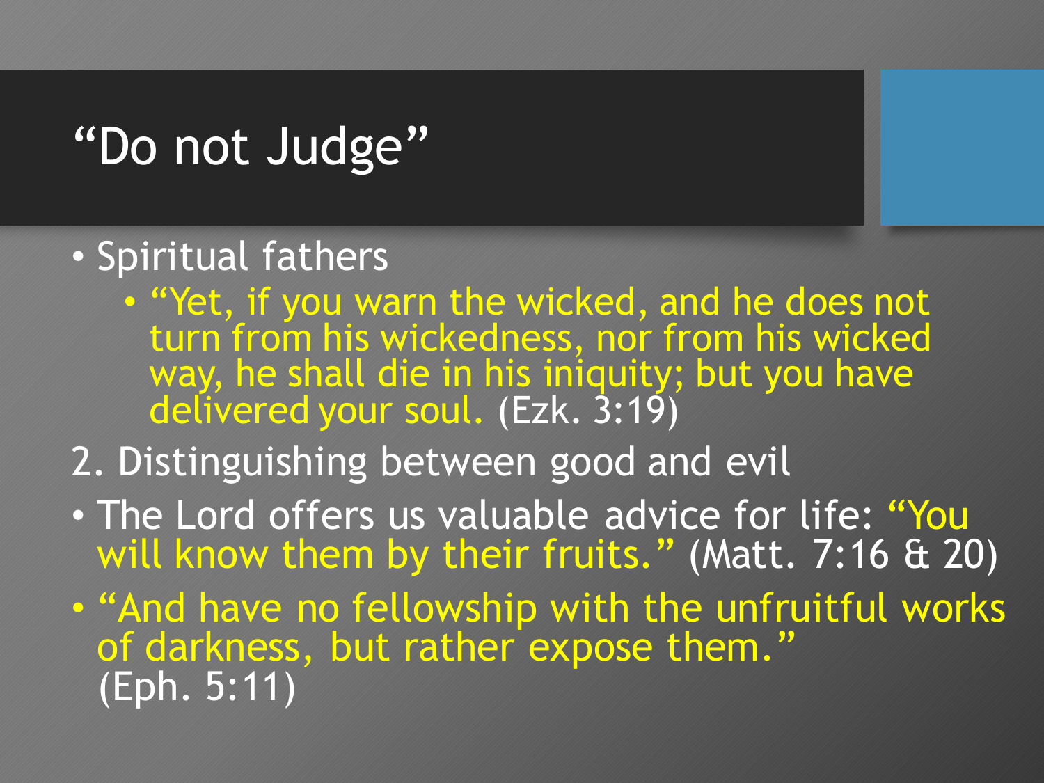# "Do not Judge"

- Spiritual fathers
  - "Yet, if you warn the wicked, and he does not turn from his wickedness, nor from his wicked way, he shall die in his iniquity; but you have delivered your soul. (Ezk. 3:19)

2. Distinguishing between good and evil

- The Lord offers us valuable advice for life: "You will know them by their fruits." (Matt. 7:16 & 20)
- "And have no fellowship with the unfruitful works of darkness, but rather expose them." (Eph. 5:11)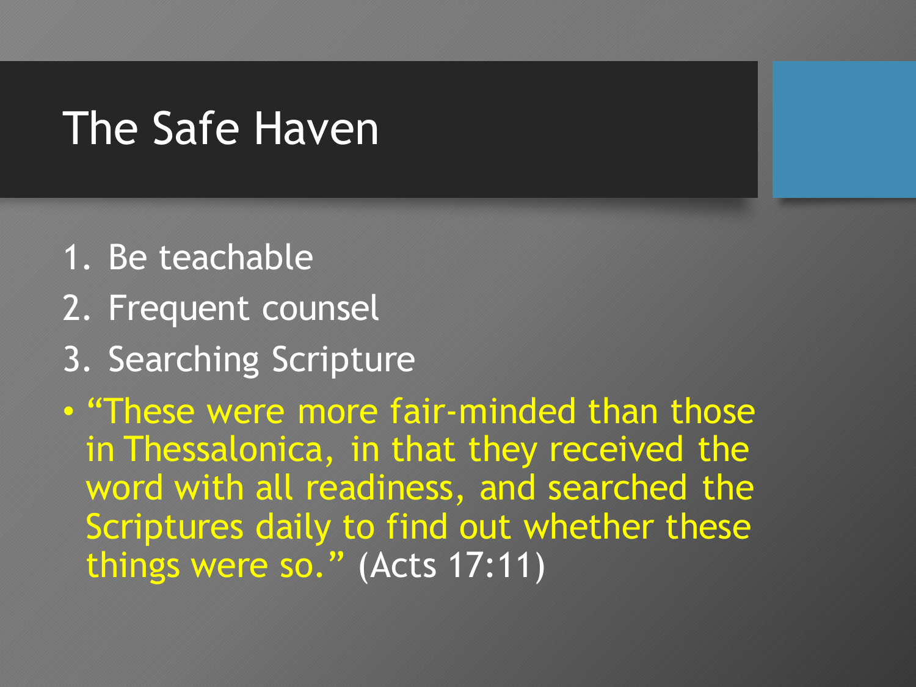# The Safe Haven

1. Be teachable
2. Frequent counsel
3. Searching Scripture

- "These were more fair-minded than those in Thessalonica, in that they received the word with all readiness, and searched the Scriptures daily to find out whether these things were so." (Acts 17:11)